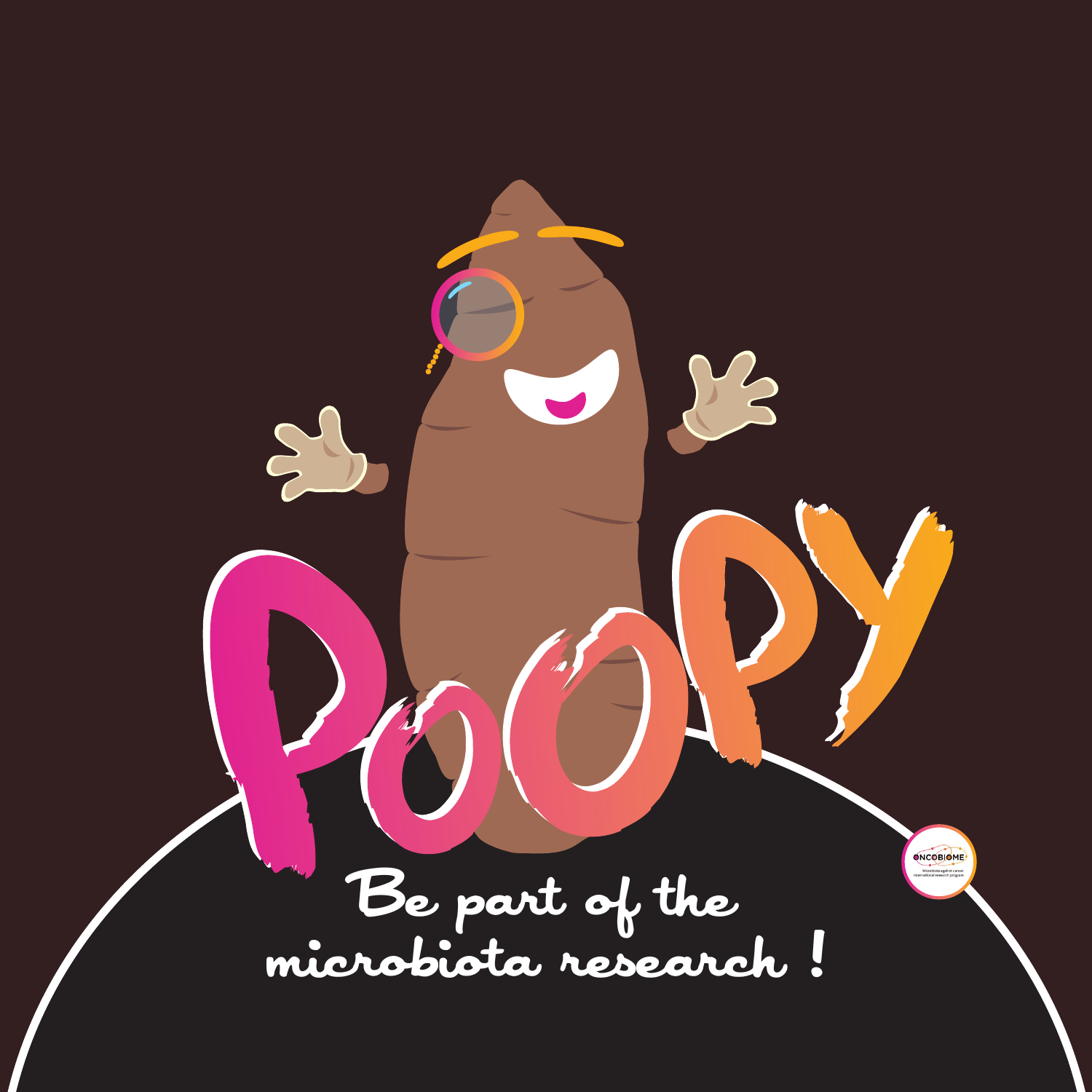# POOPY

Be part of the microbiota research !

ONCOBIOME

Microbiota against cancer international research program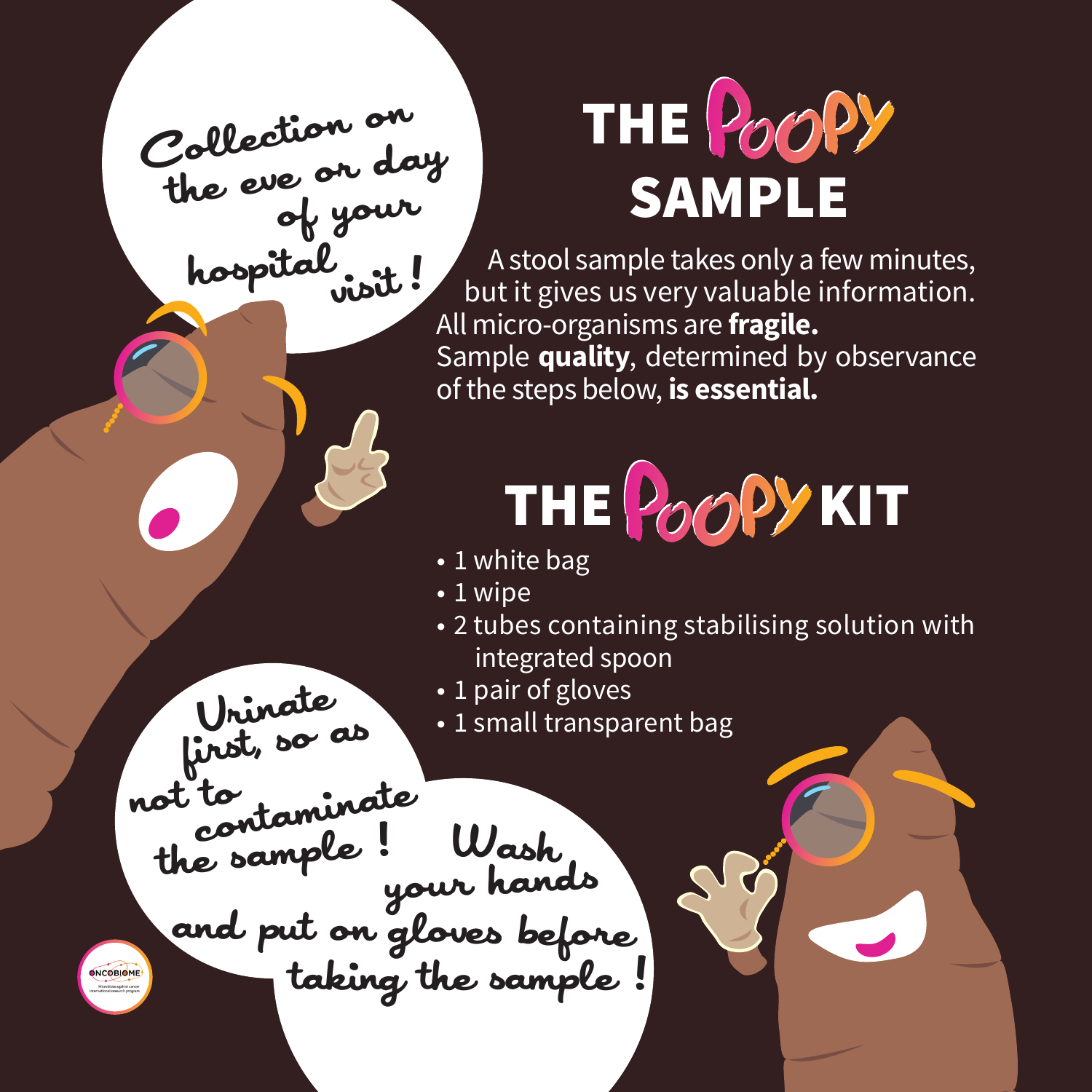Collection on the eve or day of your hospital visit!

# THE POOPY SAMPLE

A stool sample takes only a few minutes, but it gives us very valuable information. All micro-organisms are **fragile.** Sample **quality**, determined by observance of the steps below, **is essential.**

# THE POOPY KIT

- 1 white bag
- 1 wipe
- 2 tubes containing stabilising solution with integrated spoon
- 1 pair of gloves
- 1 small transparent bag

Urinate first, so as not to contaminate the sample!

Wash your hands and put on gloves before taking the sample!

ONCOBIOME
Microbiota against cancer
International research program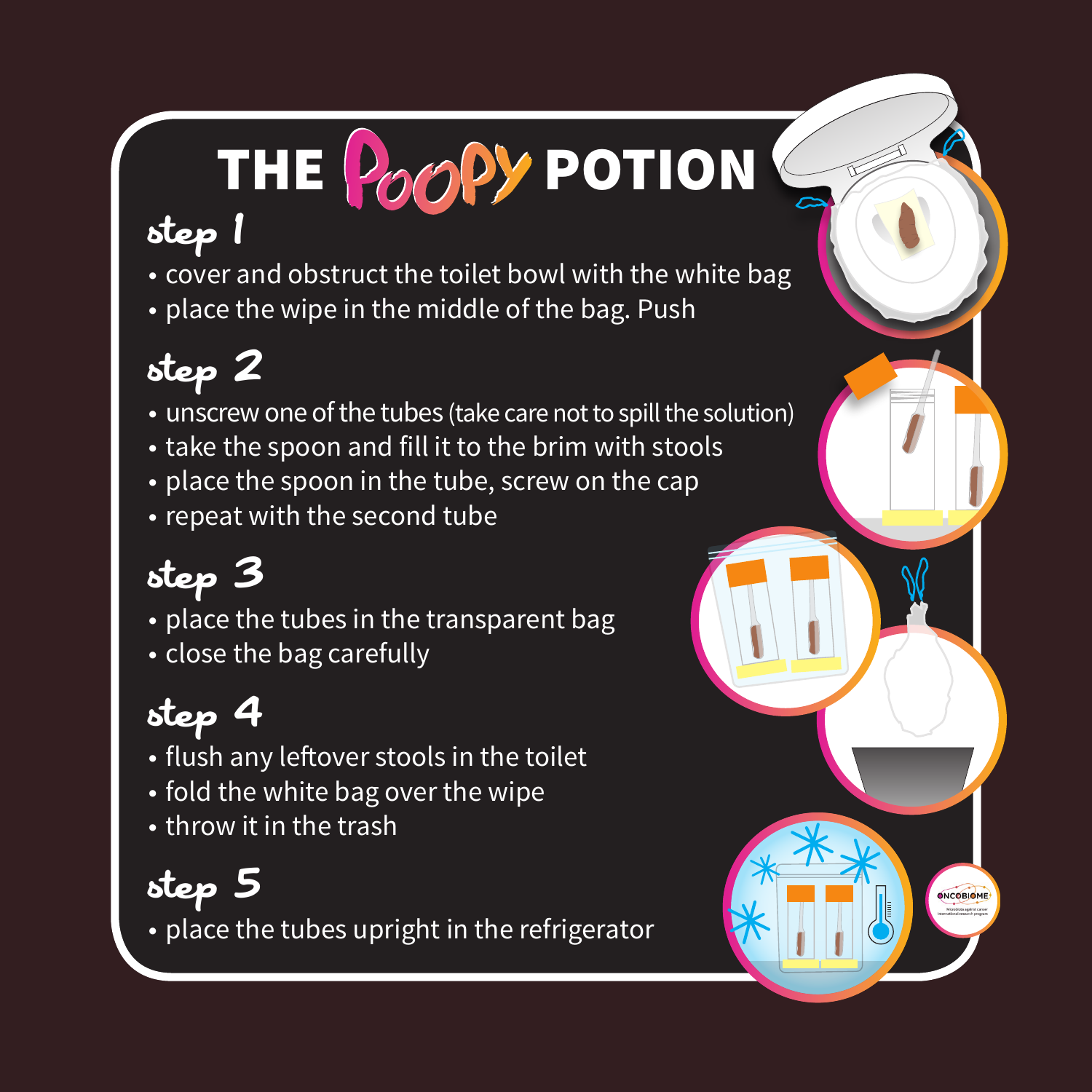# THE POOPY POTION

## step 1

- cover and obstruct the toilet bowl with the white bag
- place the wipe in the middle of the bag. Push

## step 2

- unscrew one of the tubes (take care not to spill the solution)
- take the spoon and fill it to the brim with stools
- place the spoon in the tube, screw on the cap
- repeat with the second tube

## step 3

- place the tubes in the transparent bag
- close the bag carefully

## step 4

- flush any leftover stools in the toilet
- fold the white bag over the wipe
- throw it in the trash

## step 5

- place the tubes upright in the refrigerator

ONCOBIOME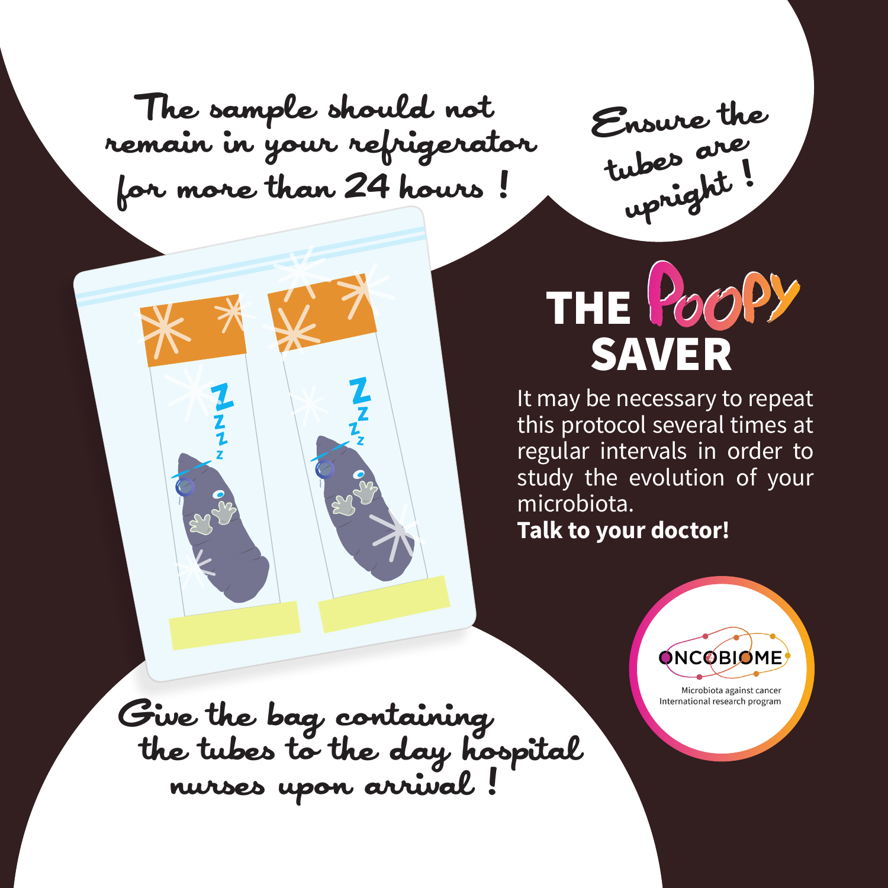The sample should not remain in your refrigerator for more than 24 hours !

Ensure the tubes are upright !

# THE POOPY SAVER

It may be necessary to repeat this protocol several times at regular intervals in order to study the evolution of your microbiota.

**Talk to your doctor!**

ONCOBIOME

Microbiota against cancer
International research program

Give the bag containing the tubes to the day hospital nurses upon arrival !